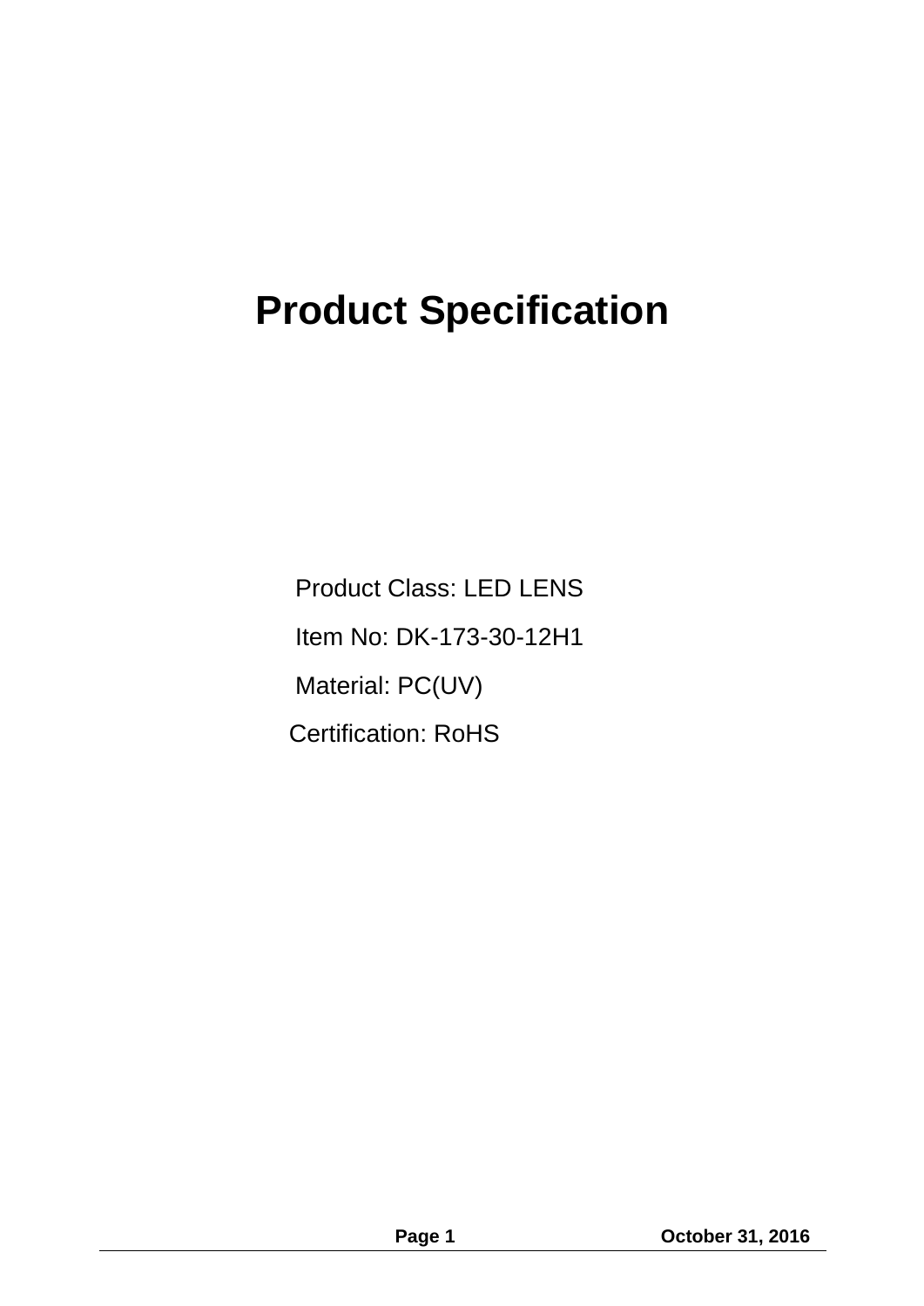# Product Specification

Product Class: LED LENS

Item No: DK-173-30-12H1

Material: PC(UV)

Certification: RoHS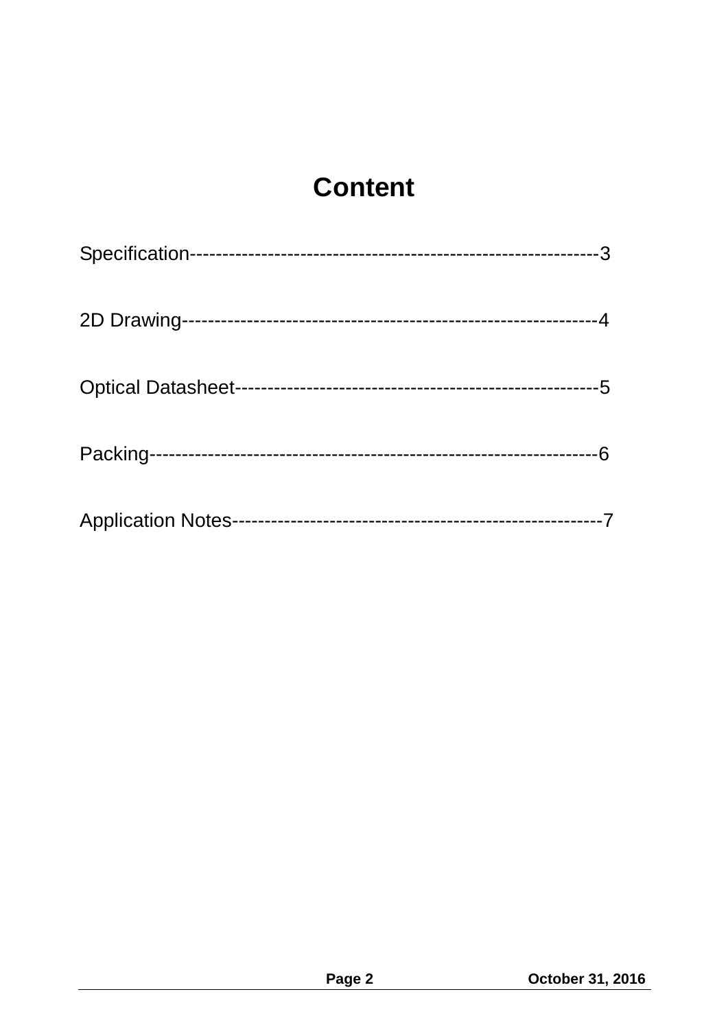# Content

Specification-----------------------------------------------------------3

2D Drawing-----------------------------------------------------------4

Optical Datasheet----------------------------------------------------5

Packing---------------------------------------------------------------6

Application Notes----------------------------------------------------7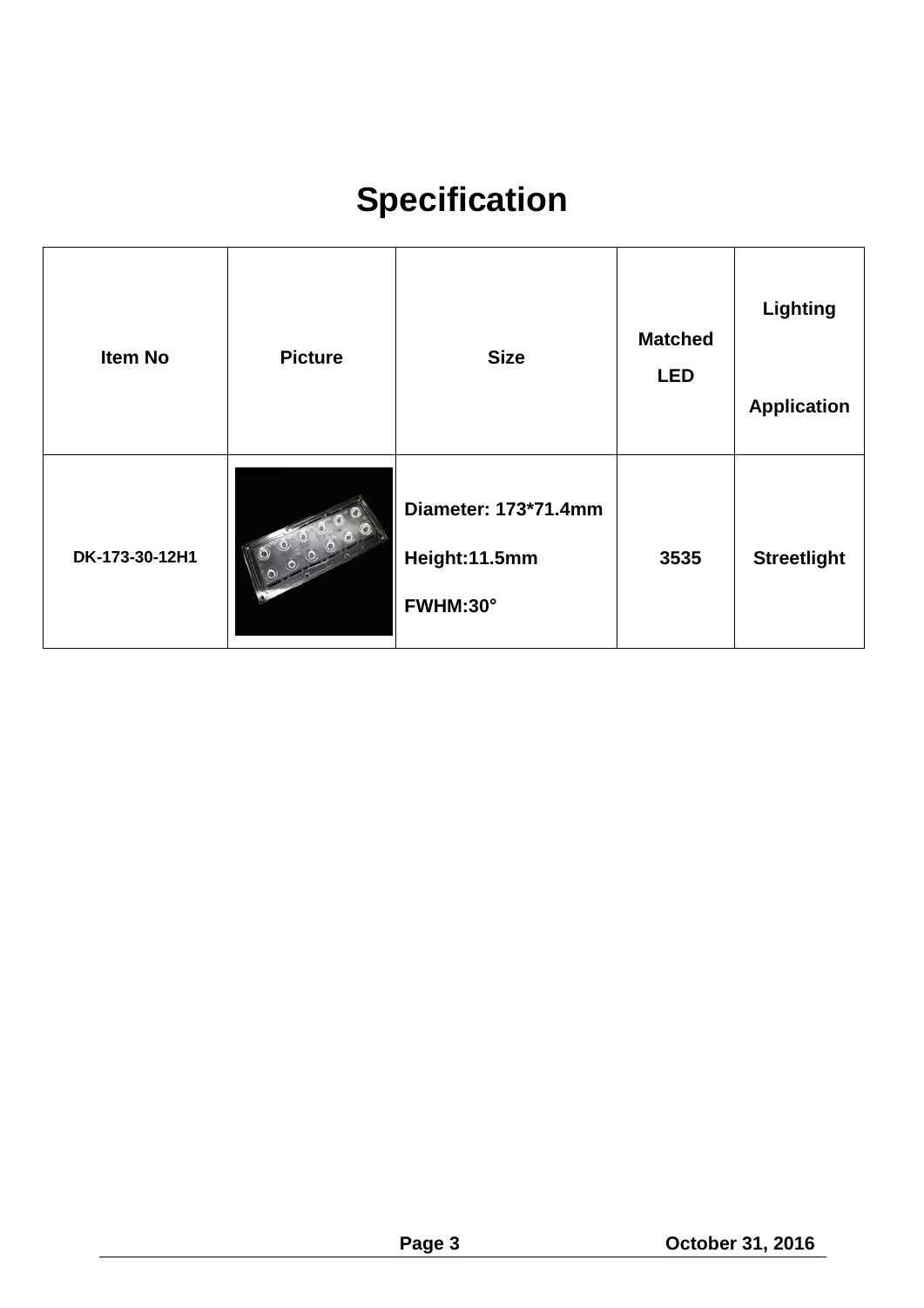# Specification

| Item No | Picture | Size | Matched LED | Lighting Application |
| --- | --- | --- | --- | --- |
| DK-173-30-12H1 | | Diameter: 173*71.4mm<br>Height:11.5mm<br>FWHM:30° | 3535 | Streetlight |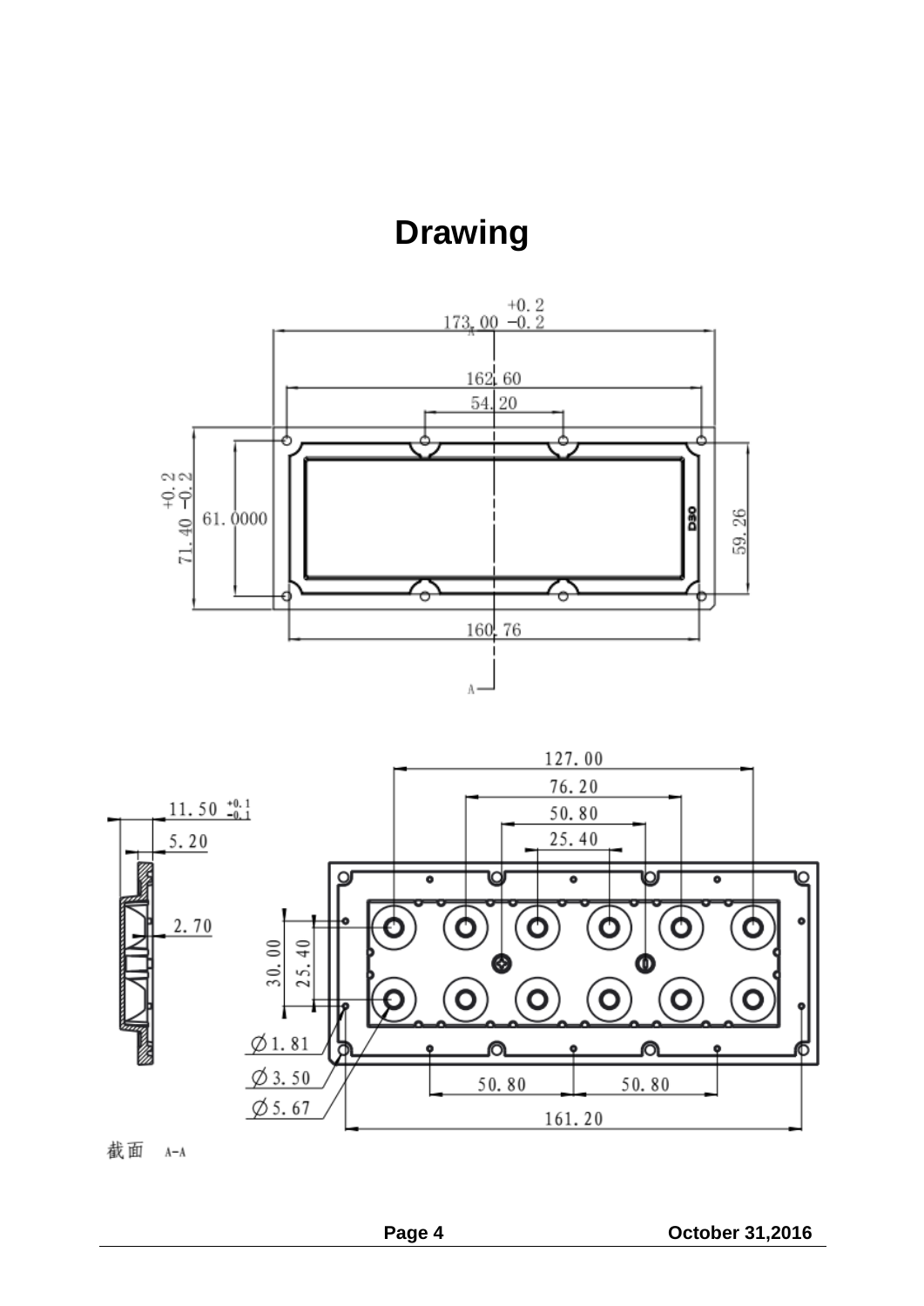# Drawing

173.00 +0.2 −0.2

162.60

54.20

71.40 +0.2 −0.2

61.0000

D30

59.26

160.76

A

127.00

76.20

50.80

25.40

11.50 +0.1 −0.1

5.20

2.70

30.00

25.40

Ø1.81

Ø3.50

Ø5.67

50.80

50.80

161.20

截面 A-A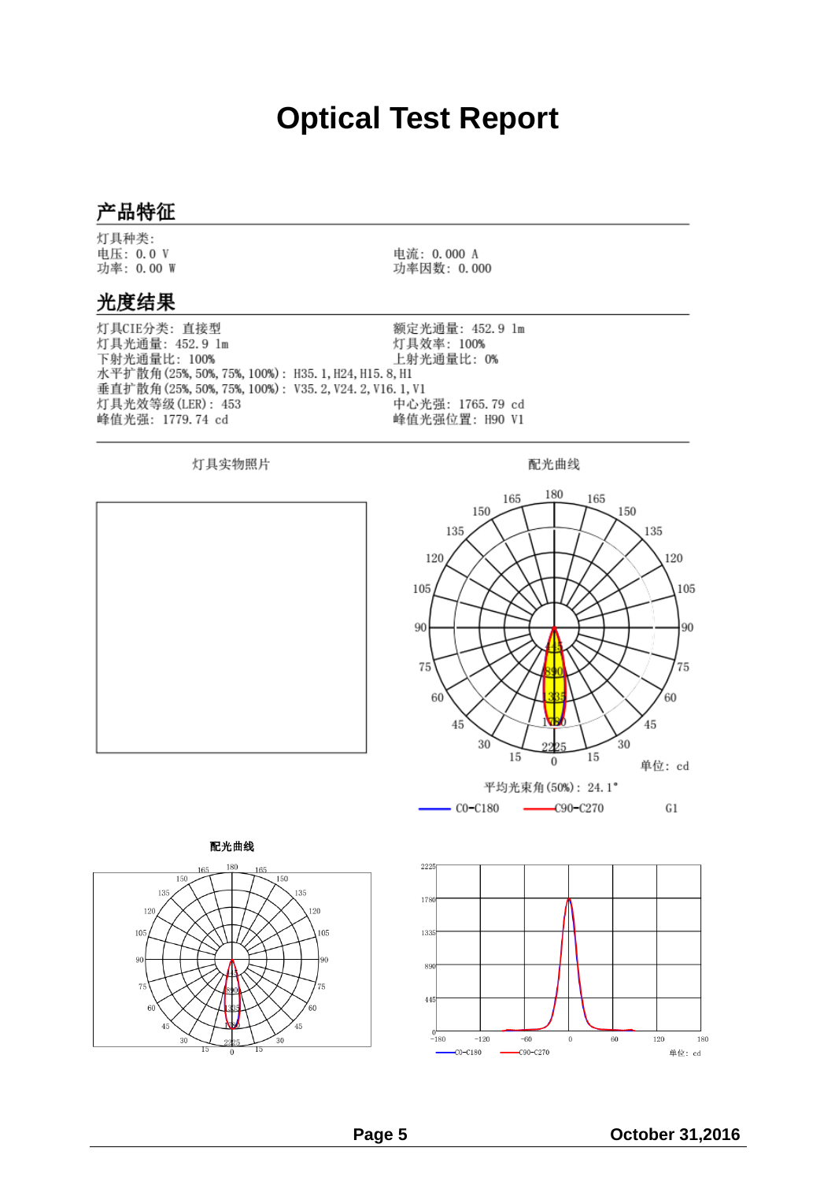# Optical Test Report

## 产品特征

灯具种类:

电压: 0.0 V

功率: 0.00 W

电流: 0.000 A

功率因数: 0.000

## 光度结果

灯具CIE分类: 直接型

额定光通量: 452.9 lm

灯具光通量: 452.9 lm

灯具效率: 100%

下射光通量比: 100%

上射光通量比: 0%

水平扩散角(25%, 50%, 75%, 100%): H35.1, H24, H15.8, H1

垂直扩散角(25%, 50%, 75%, 100%): V35.2, V24.2, V16.1, V1

灯具光效等级(LER): 453

中心光强: 1765.79 cd

峰值光强: 1779.74 cd

峰值光强位置: H90 V1

灯具实物照片

配光曲线

单位: cd

平均光束角(50%): 24.1°

C0-C180 C90-C270 G1

配光曲线

C0-C180 C90-C270 单位: cd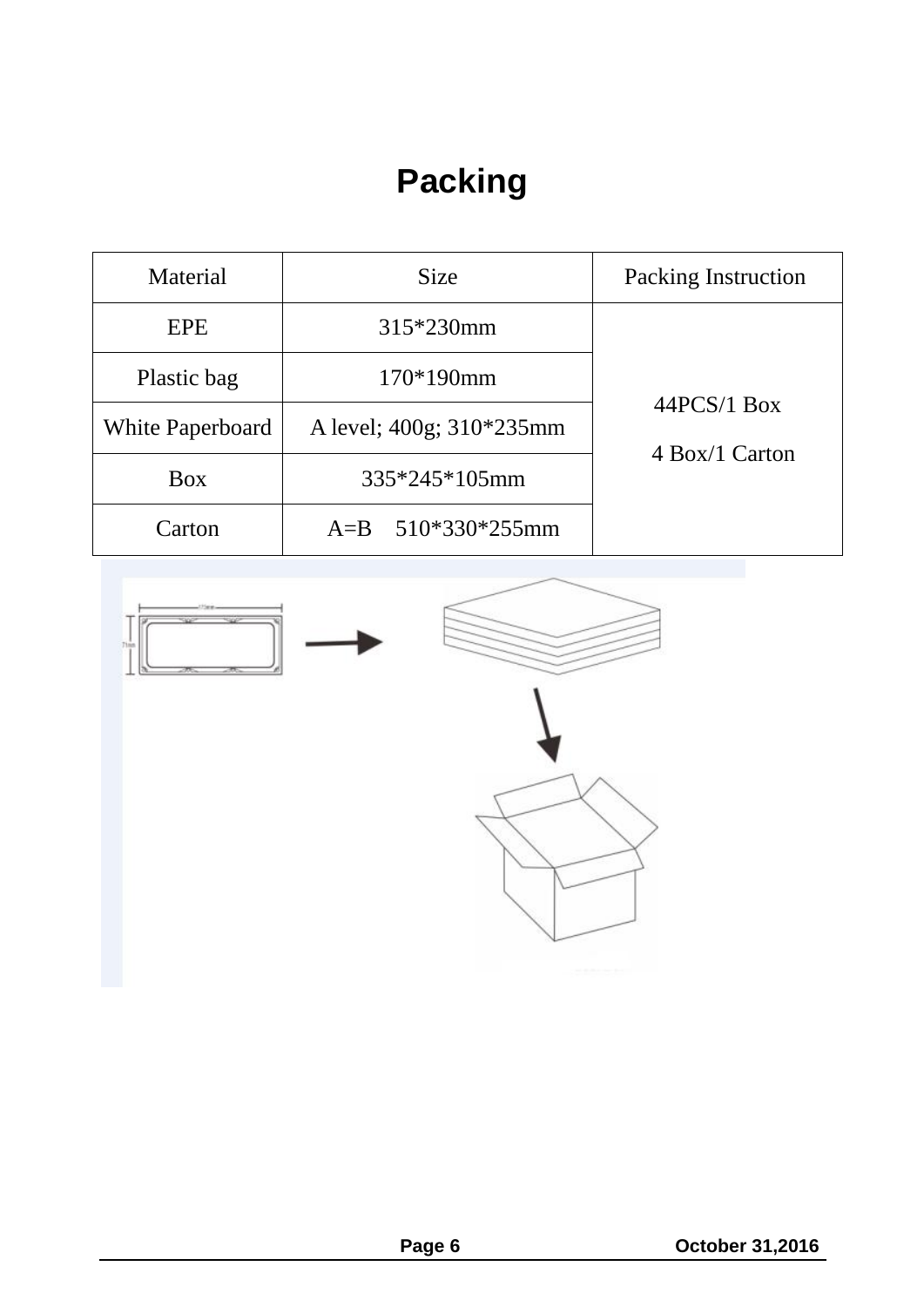# Packing

| Material | Size | Packing Instruction |
| --- | --- | --- |
| EPE | 315*230mm | 44PCS/1 Box<br>4 Box/1 Carton |
| Plastic bag | 170*190mm | |
| White Paperboard | A level; 400g; 310*235mm | |
| Box | 335*245*105mm | |
| Carton | A=B 510*330*255mm | |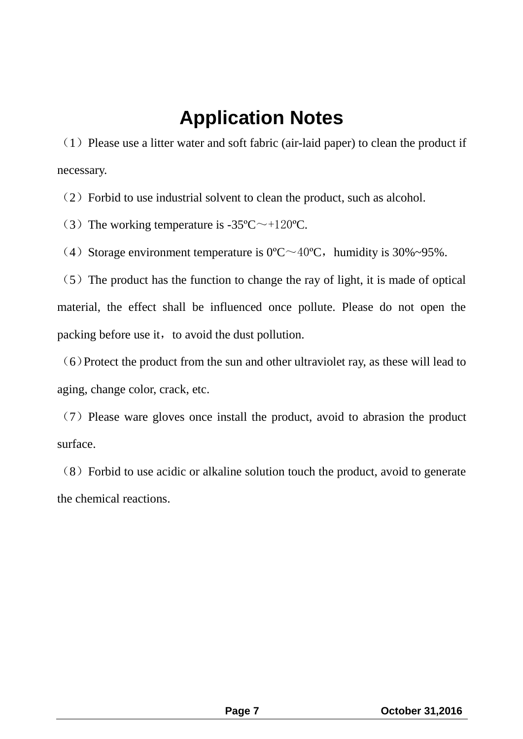# Application Notes

（1）Please use a litter water and soft fabric (air-laid paper) to clean the product if necessary.

（2）Forbid to use industrial solvent to clean the product, such as alcohol.

（3）The working temperature is -35ºC～+120ºC.

（4）Storage environment temperature is 0ºC～40ºC，humidity is 30%~95%.

（5）The product has the function to change the ray of light, it is made of optical material, the effect shall be influenced once pollute. Please do not open the packing before use it，to avoid the dust pollution.

（6）Protect the product from the sun and other ultraviolet ray, as these will lead to aging, change color, crack, etc.

（7）Please ware gloves once install the product, avoid to abrasion the product surface.

（8）Forbid to use acidic or alkaline solution touch the product, avoid to generate the chemical reactions.